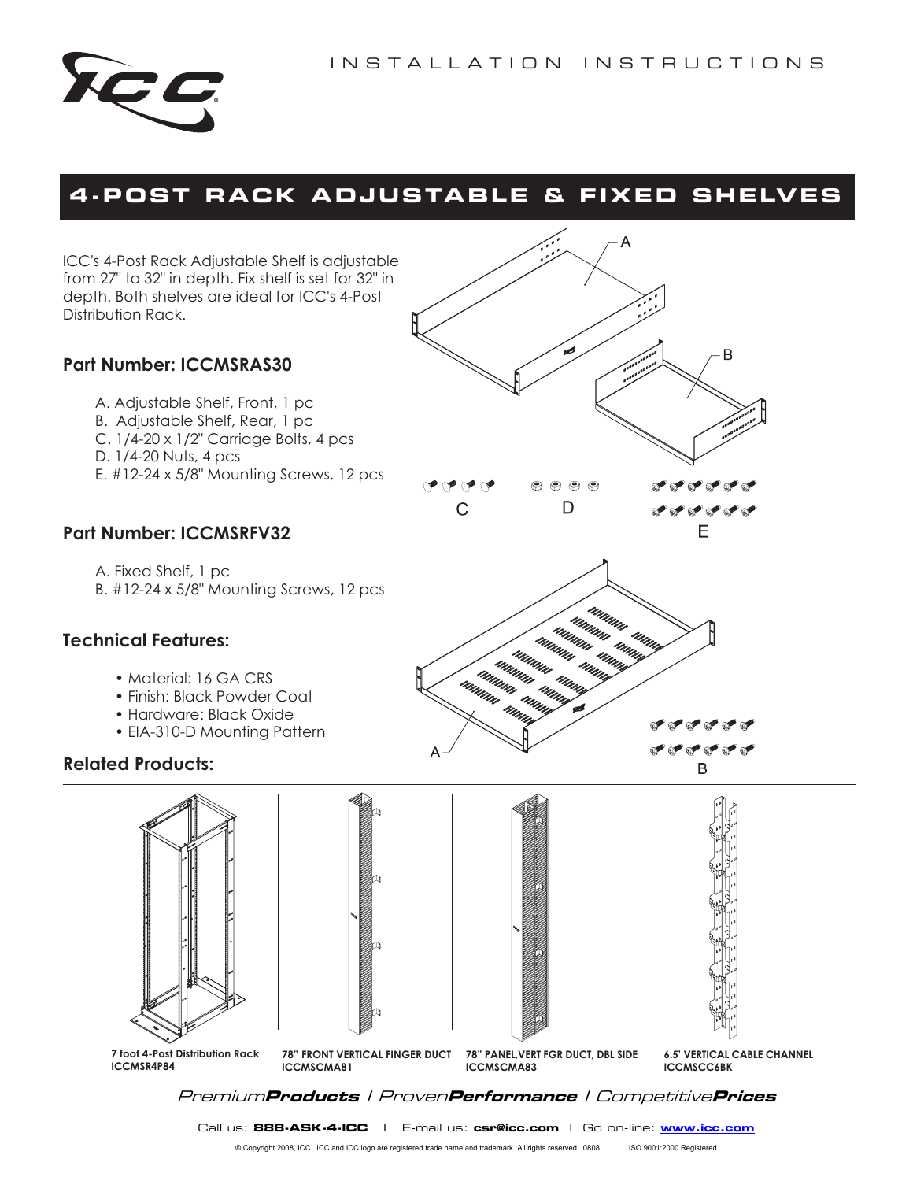INSTALLATION INSTRUCTIONS

# 4-POST RACK ADJUSTABLE & FIXED SHELVES

ICC's 4-Post Rack Adjustable Shelf is adjustable from 27" to 32" in depth. Fix shelf is set for 32" in depth. Both shelves are ideal for ICC's 4-Post Distribution Rack.

## Part Number: ICCMSRAS30

A. Adjustable Shelf, Front, 1 pc
B. Adjustable Shelf, Rear, 1 pc
C. 1/4-20 x 1/2" Carriage Bolts, 4 pcs
D. 1/4-20 Nuts, 4 pcs
E. #12-24 x 5/8" Mounting Screws, 12 pcs

## Part Number: ICCMSRFV32

A. Fixed Shelf, 1 pc
B. #12-24 x 5/8" Mounting Screws, 12 pcs

## Technical Features:

- Material: 16 GA CRS
- Finish: Black Powder Coat
- Hardware: Black Oxide
- EIA-310-D Mounting Pattern

## Related Products:

**7 foot 4-Post Distribution Rack**
**ICCMSR4P84**

**78" FRONT VERTICAL FINGER DUCT**
**ICCMSCMA81**

**78" PANEL,VERT FGR DUCT, DBL SIDE**
**ICCMSCMA83**

**6.5' VERTICAL CABLE CHANNEL**
**ICCMSCC6BK**

*Premium**Products** / Proven**Performance** / Competitive**Prices***

Call us: **888-ASK-4-ICC** | E-mail us: **csr@icc.com** | Go on-line: **www.icc.com**

© Copyright 2008, ICC. ICC and ICC logo are registered trade name and trademark. All rights reserved. 0808 ISO 9001:2000 Registered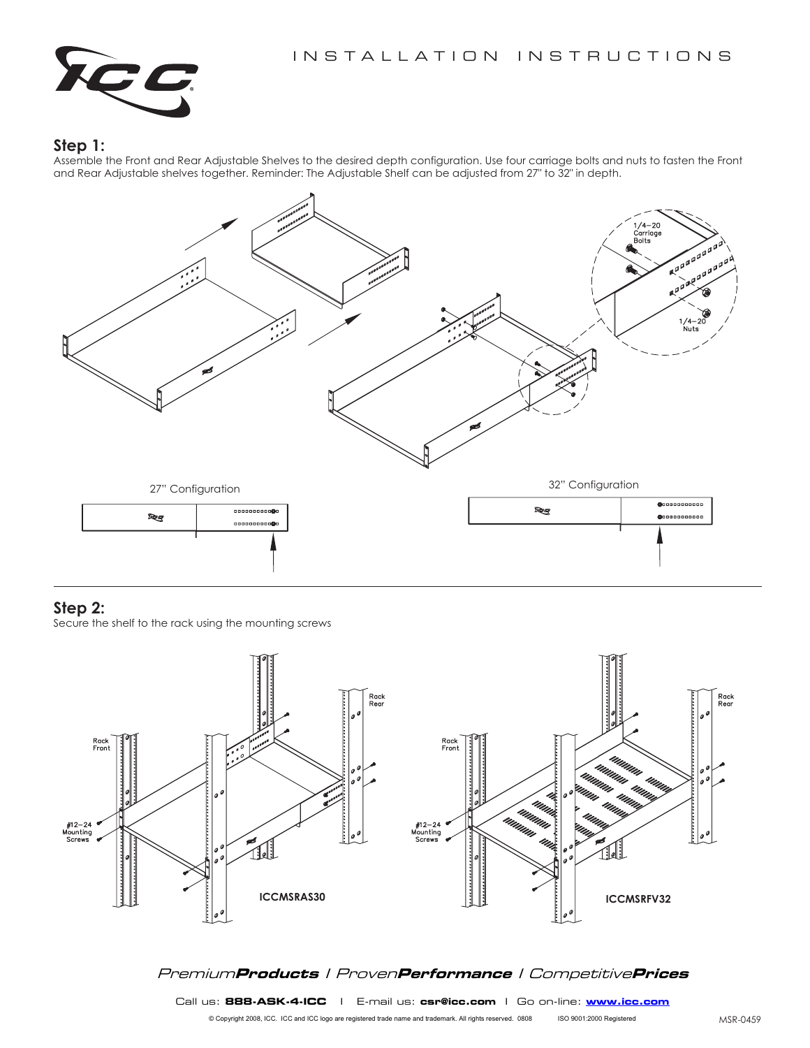INSTALLATION INSTRUCTIONS

## Step 1:

Assemble the Front and Rear Adjustable Shelves to the desired depth configuration. Use four carriage bolts and nuts to fasten the Front and Rear Adjustable shelves together. Reminder: The Adjustable Shelf can be adjusted from 27" to 32" in depth.

1/4–20 Carriage Bolts

1/4–20 Nuts

27" Configuration

32" Configuration

## Step 2:

Secure the shelf to the rack using the mounting screws

Rack Front

Rack Rear

#12–24 Mounting Screws

ICCMSRAS30

ICCMSRFV32

*Premium**Products** / Proven**Performance** / Competitive**Prices***

Call us: **888-ASK-4-ICC** | E-mail us: **csr@icc.com** | Go on-line: **www.icc.com**

© Copyright 2008, ICC. ICC and ICC logo are registered trade name and trademark. All rights reserved. 0808 ISO 9001:2000 Registered

MSR-0459